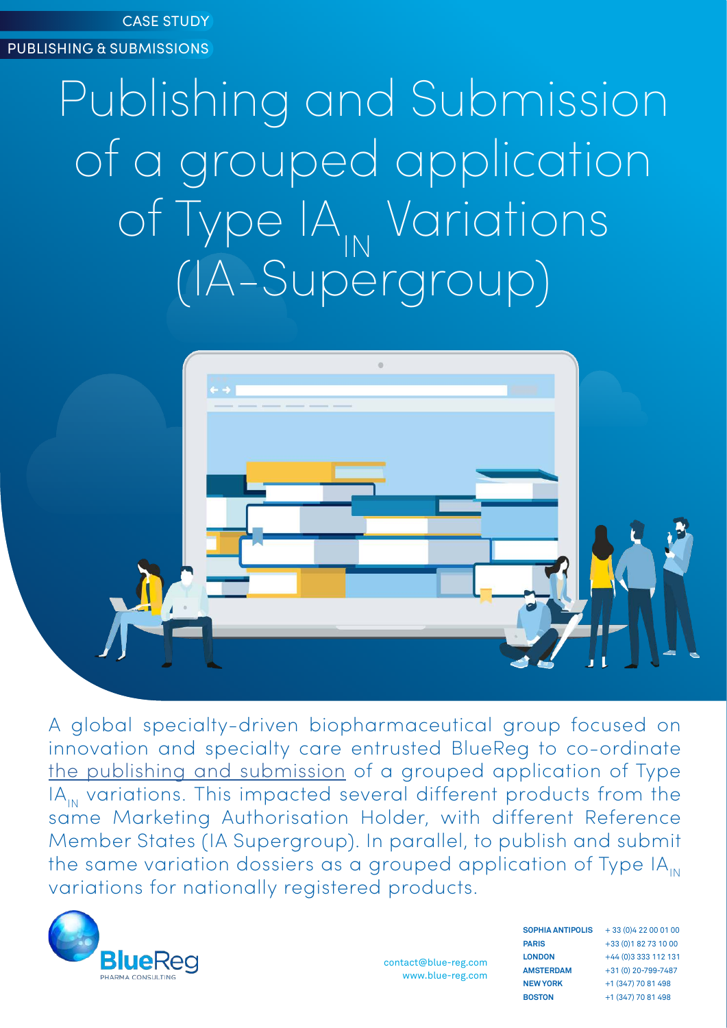CASE STUDY

PUBLISHING & SUBMISSIONS

# Publishing and Submission of a grouped application of Type $IA_{IN}$ Variations (IA-Supergroup)

A global specialty-driven biopharmaceutical group focused on innovation and specialty care entrusted BlueReg to co-ordinate the publishing and submission of a grouped application of Type $IA_{IN}$ variations. This impacted several different products from the same Marketing Authorisation Holder, with different Reference Member States (IA Supergroup). In parallel, to publish and submit the same variation dossiers as a grouped application of Type $IA_{IN}$ variations for nationally registered products.

BlueReg
PHARMA CONSULTING

contact@blue-reg.com
www.blue-reg.com

| | |
|---|---|
| **SOPHIA ANTIPOLIS** | + 33 (0)4 22 00 01 00 |
| **PARIS** | +33 (0)1 82 73 10 00 |
| **LONDON** | +44 (0)3 333 112 131 |
| **AMSTERDAM** | +31 (0) 20-799-7487 |
| **NEW YORK** | +1 (347) 70 81 498 |
| **BOSTON** | +1 (347) 70 81 498 |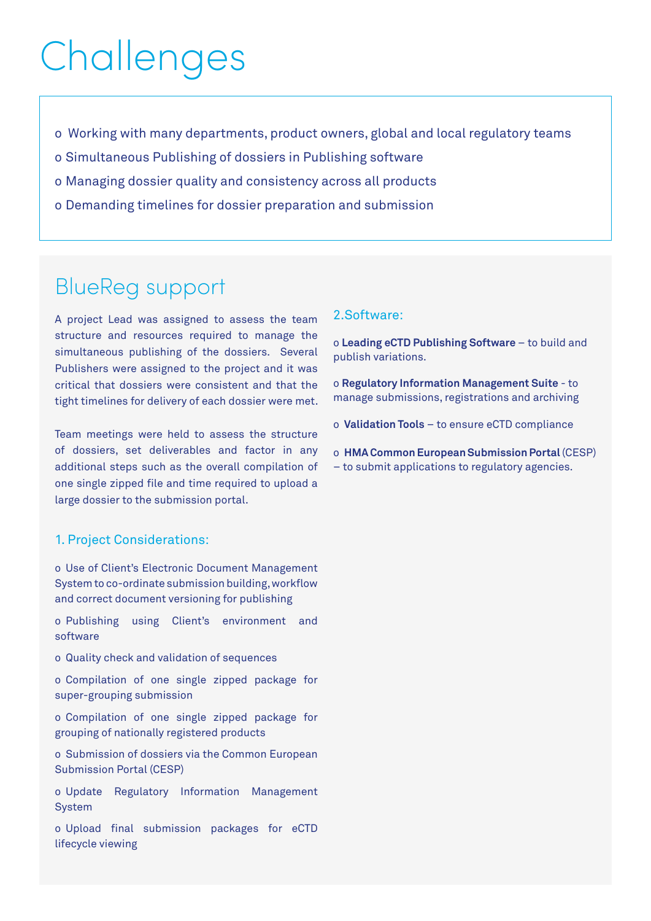# Challenges

- Working with many departments, product owners, global and local regulatory teams
- Simultaneous Publishing of dossiers in Publishing software
- Managing dossier quality and consistency across all products
- Demanding timelines for dossier preparation and submission

## BlueReg support

A project Lead was assigned to assess the team structure and resources required to manage the simultaneous publishing of the dossiers. Several Publishers were assigned to the project and it was critical that dossiers were consistent and that the tight timelines for delivery of each dossier were met.

Team meetings were held to assess the structure of dossiers, set deliverables and factor in any additional steps such as the overall compilation of one single zipped file and time required to upload a large dossier to the submission portal.

### 1. Project Considerations:

- Use of Client's Electronic Document Management System to co-ordinate submission building, workflow and correct document versioning for publishing
- Publishing using Client's environment and software
- Quality check and validation of sequences
- Compilation of one single zipped package for super-grouping submission
- Compilation of one single zipped package for grouping of nationally registered products
- Submission of dossiers via the Common European Submission Portal (CESP)
- Update Regulatory Information Management System
- Upload final submission packages for eCTD lifecycle viewing

### 2.Software:

- **Leading eCTD Publishing Software** – to build and publish variations.
- **Regulatory Information Management Suite** - to manage submissions, registrations and archiving
- **Validation Tools** – to ensure eCTD compliance
- **HMA Common European Submission Portal** (CESP) – to submit applications to regulatory agencies.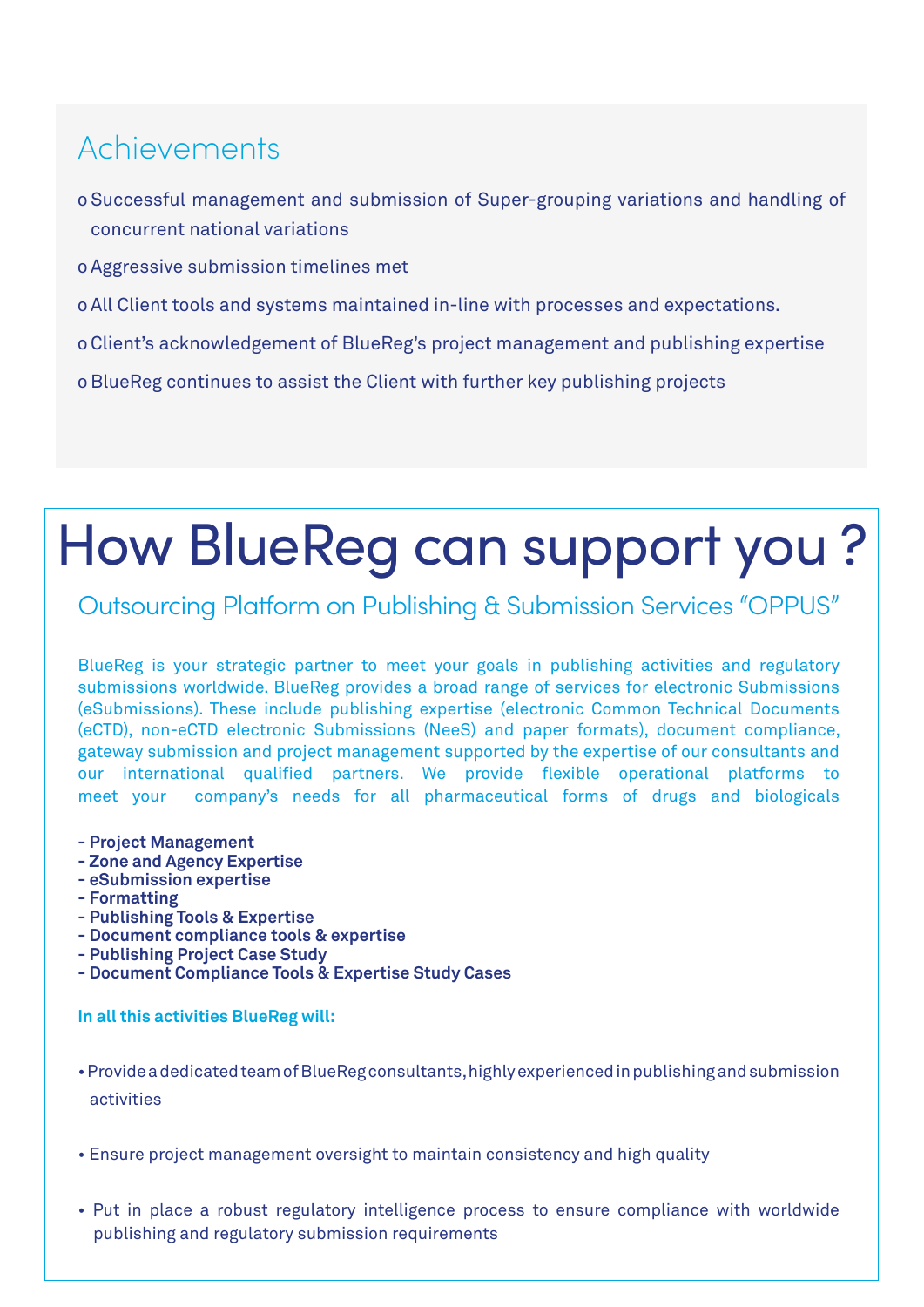## Achievements

- Successful management and submission of Super-grouping variations and handling of concurrent national variations
- Aggressive submission timelines met
- All Client tools and systems maintained in-line with processes and expectations.
- Client's acknowledgement of BlueReg's project management and publishing expertise
- BlueReg continues to assist the Client with further key publishing projects

# How BlueReg can support you ?

## Outsourcing Platform on Publishing & Submission Services "OPPUS"

BlueReg is your strategic partner to meet your goals in publishing activities and regulatory submissions worldwide. BlueReg provides a broad range of services for electronic Submissions (eSubmissions). These include publishing expertise (electronic Common Technical Documents (eCTD), non-eCTD electronic Submissions (NeeS) and paper formats), document compliance, gateway submission and project management supported by the expertise of our consultants and our international qualified partners. We provide flexible operational platforms to meet your company's needs for all pharmaceutical forms of drugs and biologicals

- **Project Management**
- **Zone and Agency Expertise**
- **eSubmission expertise**
- **Formatting**
- **Publishing Tools & Expertise**
- **Document compliance tools & expertise**
- **Publishing Project Case Study**
- **Document Compliance Tools & Expertise Study Cases**

**In all this activities BlueReg will:**

- Provide a dedicated team of BlueReg consultants, highly experienced in publishing and submission activities
- Ensure project management oversight to maintain consistency and high quality
- Put in place a robust regulatory intelligence process to ensure compliance with worldwide publishing and regulatory submission requirements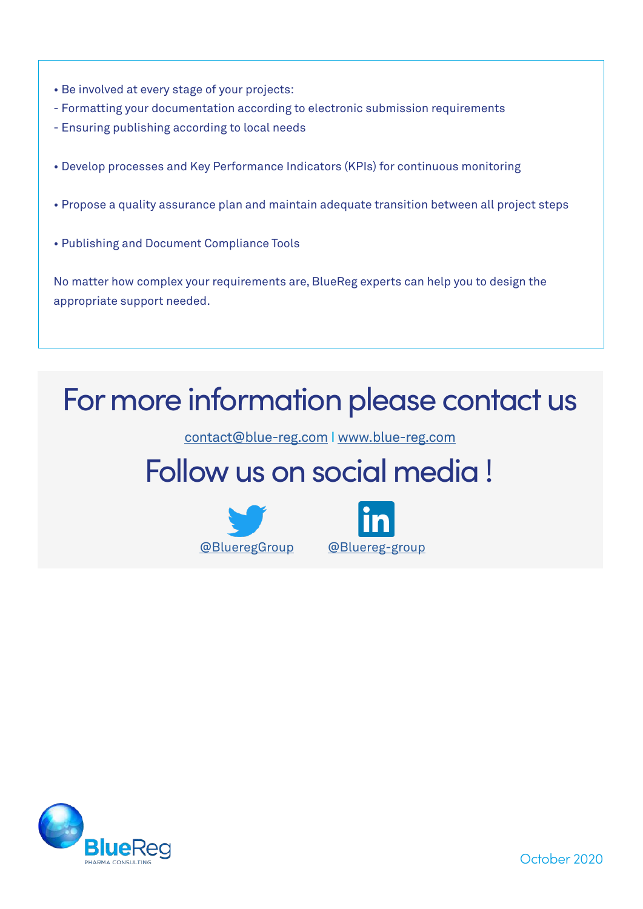- Be involved at every stage of your projects:
  - Formatting your documentation according to electronic submission requirements
  - Ensuring publishing according to local needs

- Develop processes and Key Performance Indicators (KPIs) for continuous monitoring

- Propose a quality assurance plan and maintain adequate transition between all project steps

- Publishing and Document Compliance Tools

No matter how complex your requirements are, BlueReg experts can help you to design the appropriate support needed.

# For more information please contact us

contact@blue-reg.com | www.blue-reg.com

# Follow us on social media !

@BluereqGroup @Bluereg-group

BlueReg
PHARMA CONSULTING

October 2020